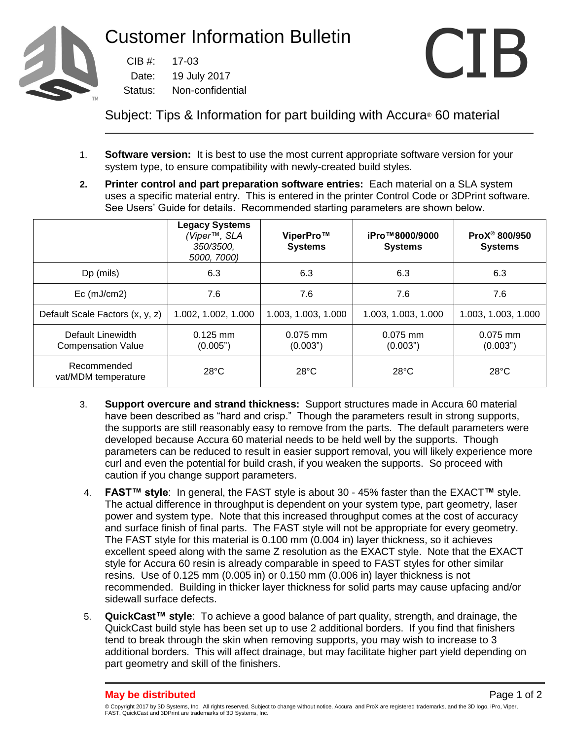# Customer Information Bulletin

CIB #: 17-03
Date: 19 July 2017
Status: Non-confidential

CIB

## Subject: Tips & Information for part building with Accura® 60 material

1. **Software version:** It is best to use the most current appropriate software version for your system type, to ensure compatibility with newly-created build styles.

2. **Printer control and part preparation software entries:** Each material on a SLA system uses a specific material entry. This is entered in the printer Control Code or 3DPrint software. See Users' Guide for details. Recommended starting parameters are shown below.

| | **Legacy Systems** *(Viper™, SLA 350/3500, 5000, 7000)* | **ViperPro™ Systems** | **iPro™8000/9000 Systems** | **ProX® 800/950 Systems** |
|---|---|---|---|---|
| Dp (mils) | 6.3 | 6.3 | 6.3 | 6.3 |
| Ec (mJ/cm2) | 7.6 | 7.6 | 7.6 | 7.6 |
| Default Scale Factors (x, y, z) | 1.002, 1.002, 1.000 | 1.003, 1.003, 1.000 | 1.003, 1.003, 1.000 | 1.003, 1.003, 1.000 |
| Default Linewidth Compensation Value | 0.125 mm (0.005") | 0.075 mm (0.003") | 0.075 mm (0.003") | 0.075 mm (0.003") |
| Recommended vat/MDM temperature | 28°C | 28°C | 28°C | 28°C |

3. **Support overcure and strand thickness:** Support structures made in Accura 60 material have been described as "hard and crisp." Though the parameters result in strong supports, the supports are still reasonably easy to remove from the parts. The default parameters were developed because Accura 60 material needs to be held well by the supports. Though parameters can be reduced to result in easier support removal, you will likely experience more curl and even the potential for build crash, if you weaken the supports. So proceed with caution if you change support parameters.

4. **FAST™ style**: In general, the FAST style is about 30 - 45% faster than the EXACT**™** style. The actual difference in throughput is dependent on your system type, part geometry, laser power and system type. Note that this increased throughput comes at the cost of accuracy and surface finish of final parts. The FAST style will not be appropriate for every geometry. The FAST style for this material is 0.100 mm (0.004 in) layer thickness, so it achieves excellent speed along with the same Z resolution as the EXACT style. Note that the EXACT style for Accura 60 resin is already comparable in speed to FAST styles for other similar resins. Use of 0.125 mm (0.005 in) or 0.150 mm (0.006 in) layer thickness is not recommended. Building in thicker layer thickness for solid parts may cause upfacing and/or sidewall surface defects.

5. **QuickCast™ style**: To achieve a good balance of part quality, strength, and drainage, the QuickCast build style has been set up to use 2 additional borders. If you find that finishers tend to break through the skin when removing supports, you may wish to increase to 3 additional borders. This will affect drainage, but may facilitate higher part yield depending on part geometry and skill of the finishers.

**May be distributed**

© Copyright 2017 by 3D Systems, Inc. All rights reserved. Subject to change without notice. Accura and ProX are registered trademarks, and the 3D logo, iPro, Viper, FAST, QuickCast and 3DPrint are trademarks of 3D Systems, Inc.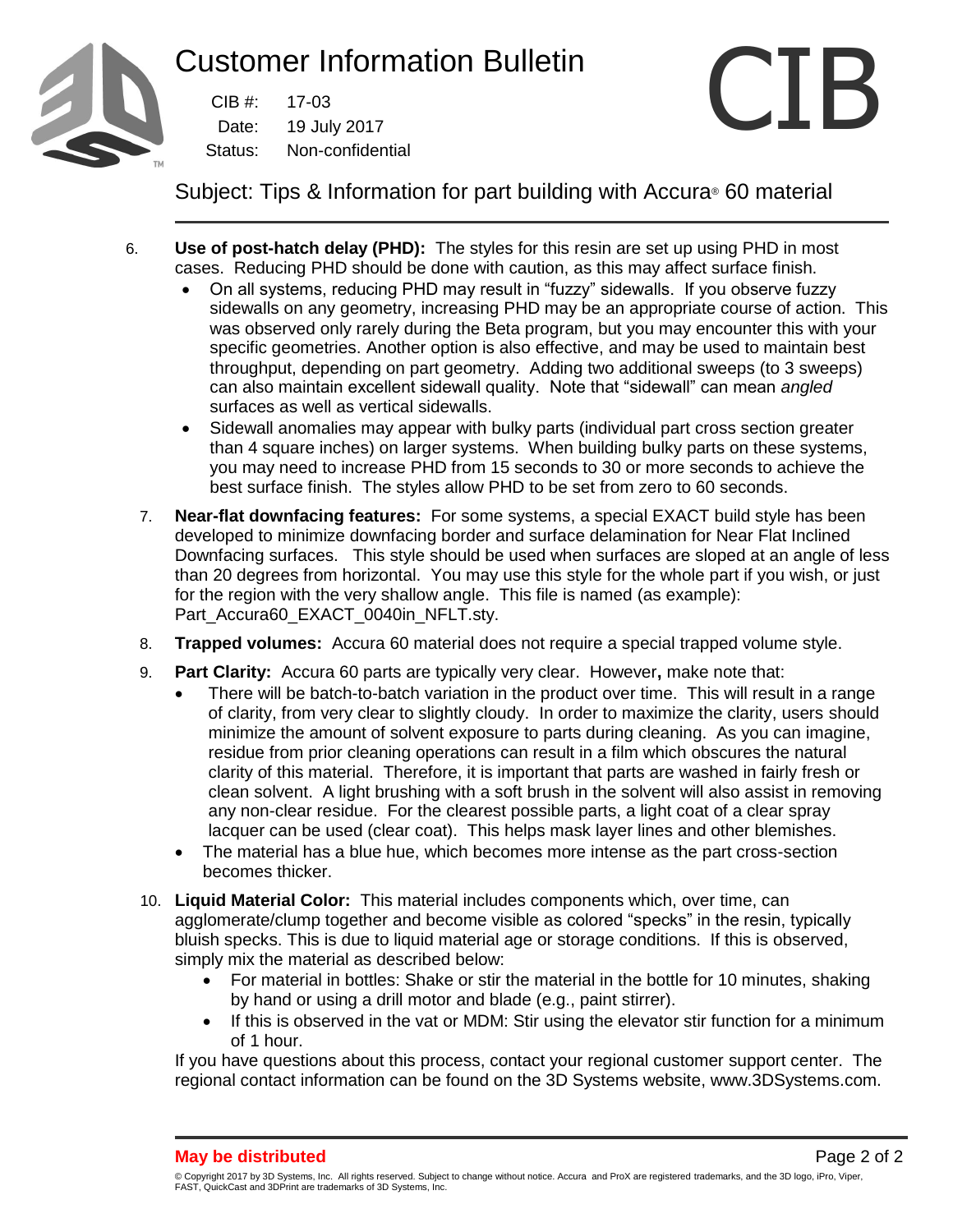6. **Use of post-hatch delay (PHD):** The styles for this resin are set up using PHD in most cases. Reducing PHD should be done with caution, as this may affect surface finish.
   - On all systems, reducing PHD may result in "fuzzy" sidewalls. If you observe fuzzy sidewalls on any geometry, increasing PHD may be an appropriate course of action. This was observed only rarely during the Beta program, but you may encounter this with your specific geometries. Another option is also effective, and may be used to maintain best throughput, depending on part geometry. Adding two additional sweeps (to 3 sweeps) can also maintain excellent sidewall quality. Note that "sidewall" can mean *angled* surfaces as well as vertical sidewalls.
   - Sidewall anomalies may appear with bulky parts (individual part cross section greater than 4 square inches) on larger systems. When building bulky parts on these systems, you may need to increase PHD from 15 seconds to 30 or more seconds to achieve the best surface finish. The styles allow PHD to be set from zero to 60 seconds.
7. **Near-flat downfacing features:** For some systems, a special EXACT build style has been developed to minimize downfacing border and surface delamination for Near Flat Inclined Downfacing surfaces. This style should be used when surfaces are sloped at an angle of less than 20 degrees from horizontal. You may use this style for the whole part if you wish, or just for the region with the very shallow angle. This file is named (as example): Part_Accura60_EXACT_0040in_NFLT.sty.
8. **Trapped volumes:** Accura 60 material does not require a special trapped volume style.
9. **Part Clarity:** Accura 60 parts are typically very clear. However**,** make note that:
   - There will be batch-to-batch variation in the product over time. This will result in a range of clarity, from very clear to slightly cloudy. In order to maximize the clarity, users should minimize the amount of solvent exposure to parts during cleaning. As you can imagine, residue from prior cleaning operations can result in a film which obscures the natural clarity of this material. Therefore, it is important that parts are washed in fairly fresh or clean solvent. A light brushing with a soft brush in the solvent will also assist in removing any non-clear residue. For the clearest possible parts, a light coat of a clear spray lacquer can be used (clear coat). This helps mask layer lines and other blemishes.
   - The material has a blue hue, which becomes more intense as the part cross-section becomes thicker.
10. **Liquid Material Color:** This material includes components which, over time, can agglomerate/clump together and become visible as colored "specks" in the resin, typically bluish specks. This is due to liquid material age or storage conditions. If this is observed, simply mix the material as described below:
    - For material in bottles: Shake or stir the material in the bottle for 10 minutes, shaking by hand or using a drill motor and blade (e.g., paint stirrer).
    - If this is observed in the vat or MDM: Stir using the elevator stir function for a minimum of 1 hour.

    If you have questions about this process, contact your regional customer support center. The regional contact information can be found on the 3D Systems website, www.3DSystems.com.

**May be distributed**

© Copyright 2017 by 3D Systems, Inc. All rights reserved. Subject to change without notice. Accura and ProX are registered trademarks, and the 3D logo, iPro, Viper, FAST, QuickCast and 3DPrint are trademarks of 3D Systems, Inc.